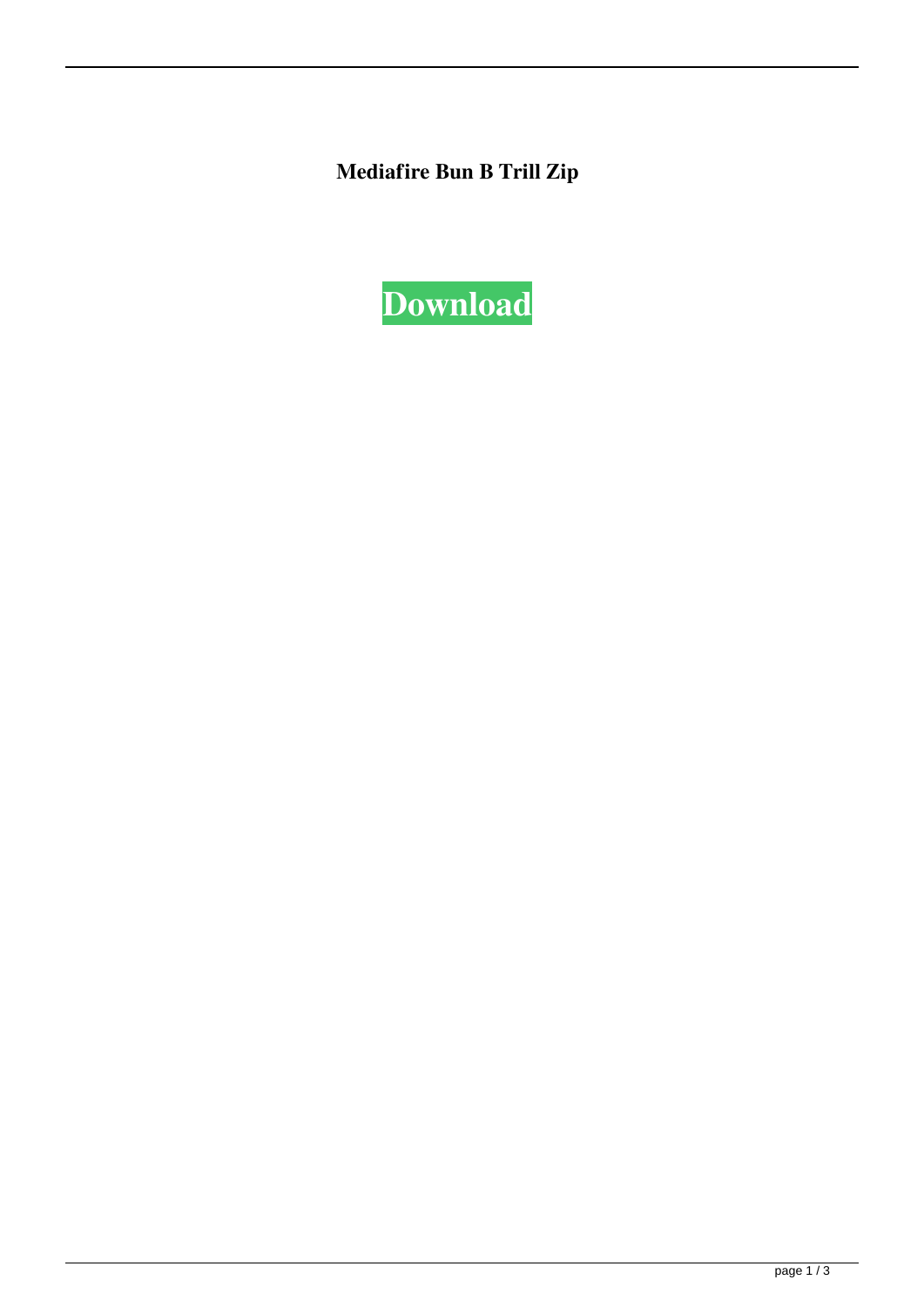**Mediafire Bun B Trill Zip**

**Download**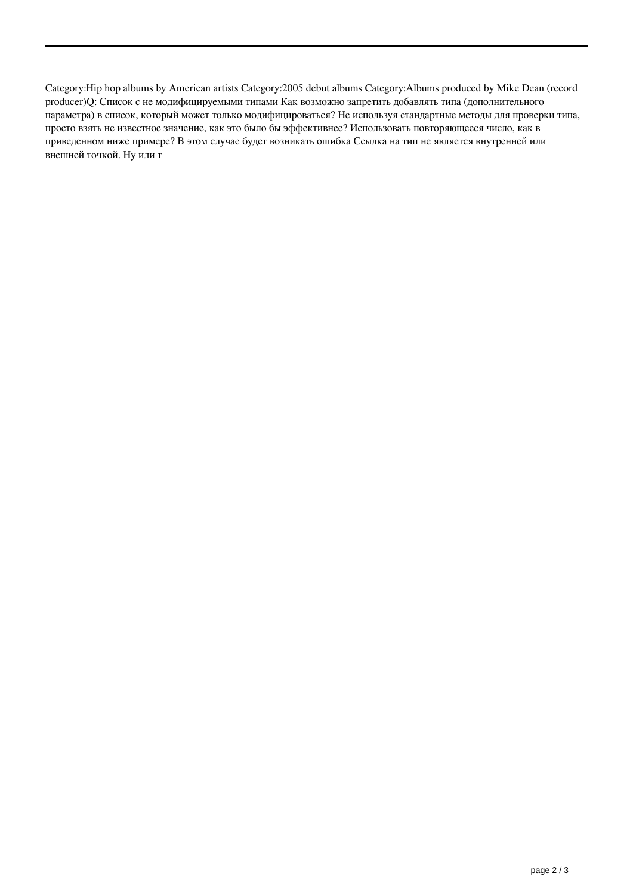Category:Hip hop albums by American artists Category:2005 debut albums Category:Albums produced by Mike Dean (record producer)Q: Список с не модифицируемыми типами Как возможно запретить добавлять типа (дополнительного параметра) в список, который может только модифицироваться? Не используя стандартные методы для проверки типа, просто взять не известное значение, как это было бы эффективнее? Использовать повторяющееся число, как в приведенном ниже примере? В этом случае будет возникать ошибка Ссылка на тип не является внутренней или внешней точкой. Ну или т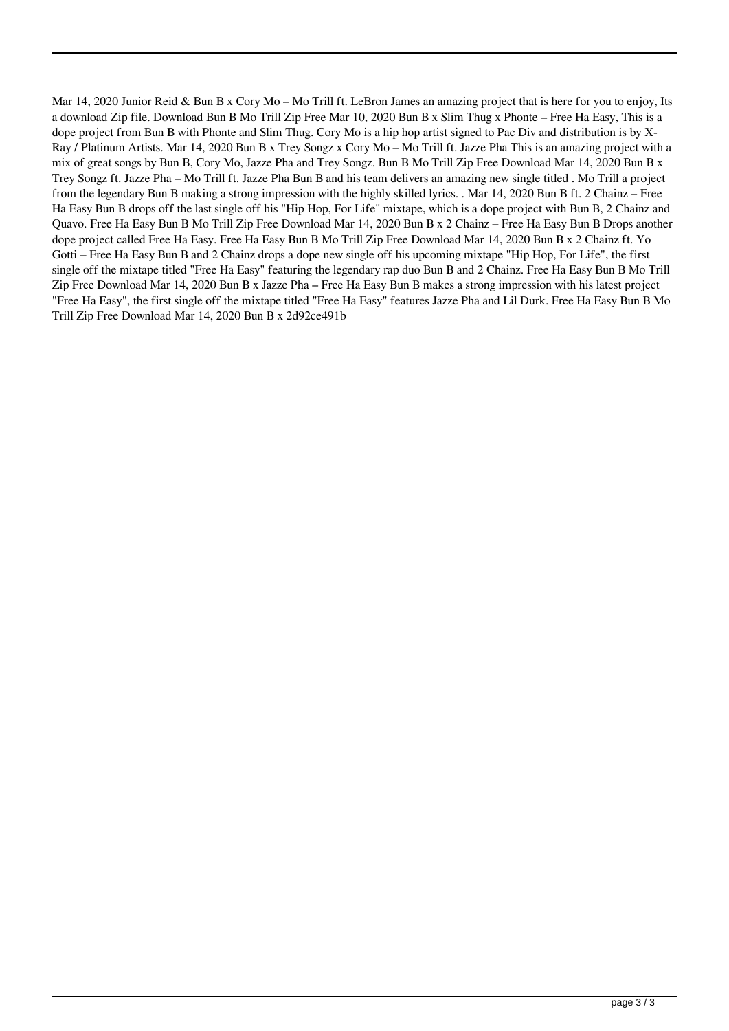Mar 14, 2020 Junior Reid & Bun B x Cory Mo – Mo Trill ft. LeBron James an amazing project that is here for you to enjoy, Its a download Zip file. Download Bun B Mo Trill Zip Free Mar 10, 2020 Bun B x Slim Thug x Phonte – Free Ha Easy, This is a dope project from Bun B with Phonte and Slim Thug. Cory Mo is a hip hop artist signed to Pac Div and distribution is by X-Ray / Platinum Artists. Mar 14, 2020 Bun B x Trey Songz x Cory Mo – Mo Trill ft. Jazze Pha This is an amazing project with a mix of great songs by Bun B, Cory Mo, Jazze Pha and Trey Songz. Bun B Mo Trill Zip Free Download Mar 14, 2020 Bun B x Trey Songz ft. Jazze Pha – Mo Trill ft. Jazze Pha Bun B and his team delivers an amazing new single titled . Mo Trill a project from the legendary Bun B making a strong impression with the highly skilled lyrics. . Mar 14, 2020 Bun B ft. 2 Chainz – Free Ha Easy Bun B drops off the last single off his "Hip Hop, For Life" mixtape, which is a dope project with Bun B, 2 Chainz and Quavo. Free Ha Easy Bun B Mo Trill Zip Free Download Mar 14, 2020 Bun B x 2 Chainz – Free Ha Easy Bun B Drops another dope project called Free Ha Easy. Free Ha Easy Bun B Mo Trill Zip Free Download Mar 14, 2020 Bun B x 2 Chainz ft. Yo Gotti – Free Ha Easy Bun B and 2 Chainz drops a dope new single off his upcoming mixtape "Hip Hop, For Life", the first single off the mixtape titled "Free Ha Easy" featuring the legendary rap duo Bun B and 2 Chainz. Free Ha Easy Bun B Mo Trill Zip Free Download Mar 14, 2020 Bun B x Jazze Pha – Free Ha Easy Bun B makes a strong impression with his latest project "Free Ha Easy", the first single off the mixtape titled "Free Ha Easy" features Jazze Pha and Lil Durk. Free Ha Easy Bun B Mo Trill Zip Free Download Mar 14, 2020 Bun B x 2d92ce491b